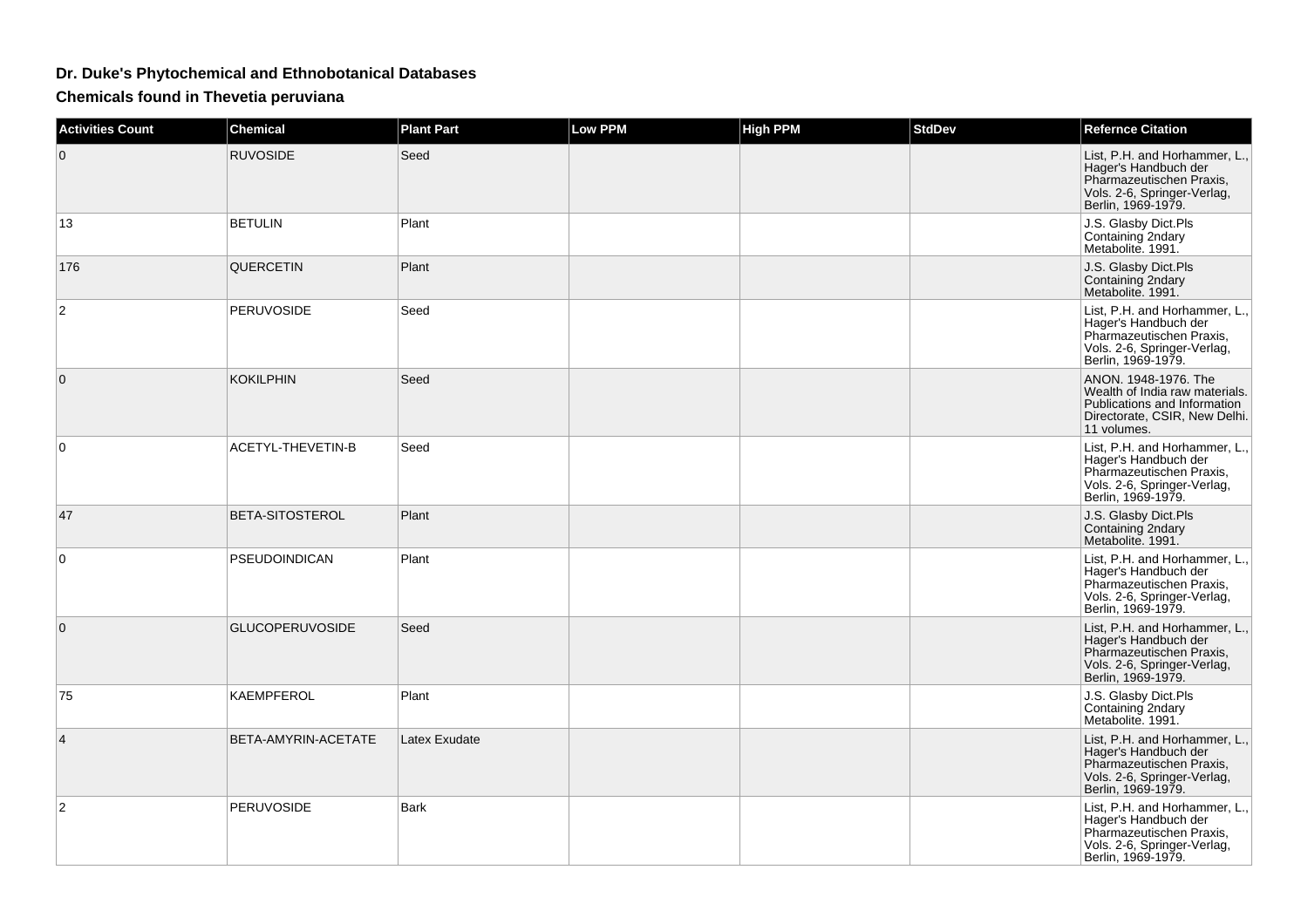# Dr. Duke's Phytochemical and Ethnobotanical Databases

## Chemicals found in Thevetia peruviana

| Activities Count | Chemical | Plant Part | Low PPM | High PPM | StdDev | Refernce Citation |
|---|---|---|---|---|---|---|
| 0 | RUVOSIDE | Seed | | | | List, P.H. and Horhammer, L., Hager's Handbuch der Pharmazeutischen Praxis, Vols. 2-6, Springer-Verlag, Berlin, 1969-1979. |
| 13 | BETULIN | Plant | | | | J.S. Glasby Dict.Pls Containing 2ndary Metabolite. 1991. |
| 176 | QUERCETIN | Plant | | | | J.S. Glasby Dict.Pls Containing 2ndary Metabolite. 1991. |
| 2 | PERUVOSIDE | Seed | | | | List, P.H. and Horhammer, L., Hager's Handbuch der Pharmazeutischen Praxis, Vols. 2-6, Springer-Verlag, Berlin, 1969-1979. |
| 0 | KOKILPHIN | Seed | | | | ANON. 1948-1976. The Wealth of India raw materials. Publications and Information Directorate, CSIR, New Delhi. 11 volumes. |
| 0 | ACETYL-THEVETIN-B | Seed | | | | List, P.H. and Horhammer, L., Hager's Handbuch der Pharmazeutischen Praxis, Vols. 2-6, Springer-Verlag, Berlin, 1969-1979. |
| 47 | BETA-SITOSTEROL | Plant | | | | J.S. Glasby Dict.Pls Containing 2ndary Metabolite. 1991. |
| 0 | PSEUDOINDICAN | Plant | | | | List, P.H. and Horhammer, L., Hager's Handbuch der Pharmazeutischen Praxis, Vols. 2-6, Springer-Verlag, Berlin, 1969-1979. |
| 0 | GLUCOPERUVOSIDE | Seed | | | | List, P.H. and Horhammer, L., Hager's Handbuch der Pharmazeutischen Praxis, Vols. 2-6, Springer-Verlag, Berlin, 1969-1979. |
| 75 | KAEMPFEROL | Plant | | | | J.S. Glasby Dict.Pls Containing 2ndary Metabolite. 1991. |
| 4 | BETA-AMYRIN-ACETATE | Latex Exudate | | | | List, P.H. and Horhammer, L., Hager's Handbuch der Pharmazeutischen Praxis, Vols. 2-6, Springer-Verlag, Berlin, 1969-1979. |
| 2 | PERUVOSIDE | Bark | | | | List, P.H. and Horhammer, L., Hager's Handbuch der Pharmazeutischen Praxis, Vols. 2-6, Springer-Verlag, Berlin, 1969-1979. |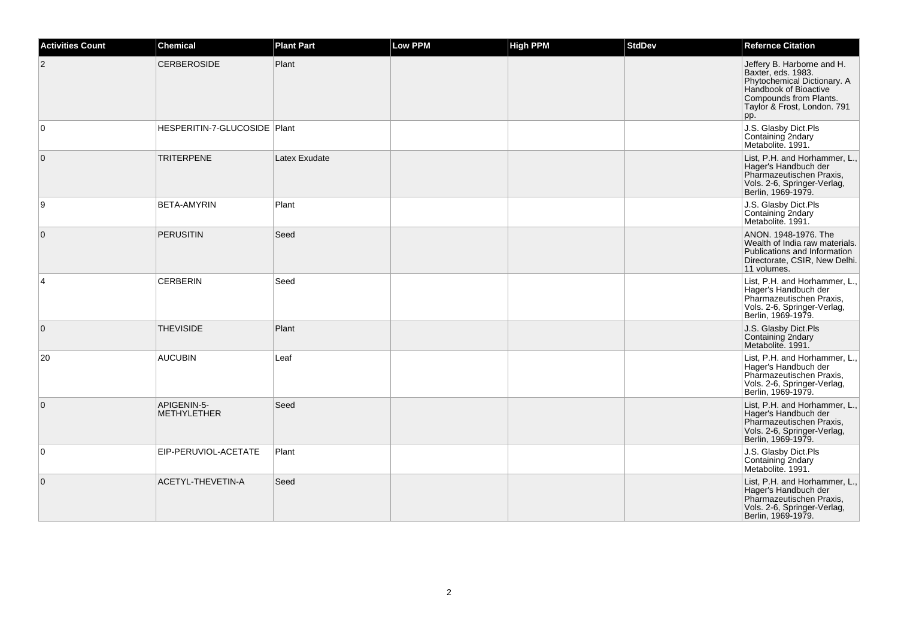| Activities Count | Chemical | Plant Part | Low PPM | High PPM | StdDev | Refernce Citation |
|---|---|---|---|---|---|---|
| 2 | CERBEROSIDE | Plant | | | | Jeffery B. Harborne and H. Baxter, eds. 1983. Phytochemical Dictionary. A Handbook of Bioactive Compounds from Plants. Taylor & Frost, London. 791 pp. |
| 0 | HESPERITIN-7-GLUCOSIDE | Plant | | | | J.S. Glasby Dict.Pls Containing 2ndary Metabolite. 1991. |
| 0 | TRITERPENE | Latex Exudate | | | | List, P.H. and Horhammer, L., Hager's Handbuch der Pharmazeutischen Praxis, Vols. 2-6, Springer-Verlag, Berlin, 1969-1979. |
| 9 | BETA-AMYRIN | Plant | | | | J.S. Glasby Dict.Pls Containing 2ndary Metabolite. 1991. |
| 0 | PERUSITIN | Seed | | | | ANON. 1948-1976. The Wealth of India raw materials. Publications and Information Directorate, CSIR, New Delhi. 11 volumes. |
| 4 | CERBERIN | Seed | | | | List, P.H. and Horhammer, L., Hager's Handbuch der Pharmazeutischen Praxis, Vols. 2-6, Springer-Verlag, Berlin, 1969-1979. |
| 0 | THEVISIDE | Plant | | | | J.S. Glasby Dict.Pls Containing 2ndary Metabolite. 1991. |
| 20 | AUCUBIN | Leaf | | | | List, P.H. and Horhammer, L., Hager's Handbuch der Pharmazeutischen Praxis, Vols. 2-6, Springer-Verlag, Berlin, 1969-1979. |
| 0 | APIGENIN-5-METHYLETHER | Seed | | | | List, P.H. and Horhammer, L., Hager's Handbuch der Pharmazeutischen Praxis, Vols. 2-6, Springer-Verlag, Berlin, 1969-1979. |
| 0 | EIP-PERUVIOL-ACETATE | Plant | | | | J.S. Glasby Dict.Pls Containing 2ndary Metabolite. 1991. |
| 0 | ACETYL-THEVETIN-A | Seed | | | | List, P.H. and Horhammer, L., Hager's Handbuch der Pharmazeutischen Praxis, Vols. 2-6, Springer-Verlag, Berlin, 1969-1979. |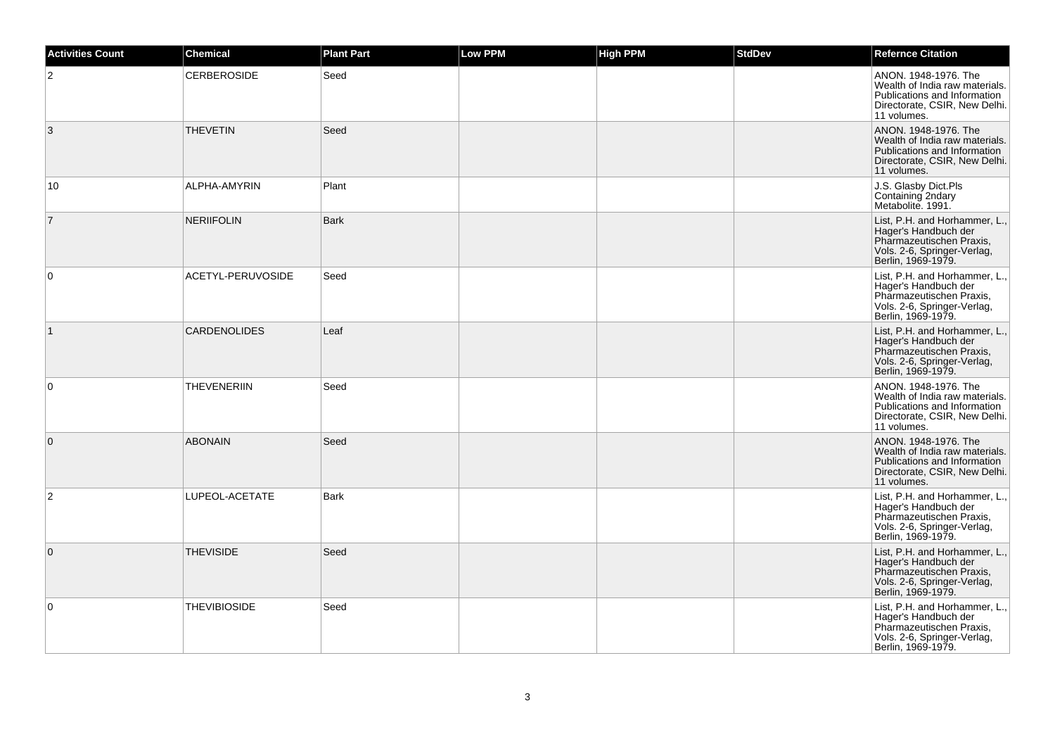| Activities Count | Chemical | Plant Part | Low PPM | High PPM | StdDev | Refernce Citation |
| --- | --- | --- | --- | --- | --- | --- |
| 2 | CERBEROSIDE | Seed | | | | ANON. 1948-1976. The Wealth of India raw materials. Publications and Information Directorate, CSIR, New Delhi. 11 volumes. |
| 3 | THEVETIN | Seed | | | | ANON. 1948-1976. The Wealth of India raw materials. Publications and Information Directorate, CSIR, New Delhi. 11 volumes. |
| 10 | ALPHA-AMYRIN | Plant | | | | J.S. Glasby Dict.Pls Containing 2ndary Metabolite. 1991. |
| 7 | NERIIFOLIN | Bark | | | | List, P.H. and Horhammer, L., Hager's Handbuch der Pharmazeutischen Praxis, Vols. 2-6, Springer-Verlag, Berlin, 1969-1979. |
| 0 | ACETYL-PERUVOSIDE | Seed | | | | List, P.H. and Horhammer, L., Hager's Handbuch der Pharmazeutischen Praxis, Vols. 2-6, Springer-Verlag, Berlin, 1969-1979. |
| 1 | CARDENOLIDES | Leaf | | | | List, P.H. and Horhammer, L., Hager's Handbuch der Pharmazeutischen Praxis, Vols. 2-6, Springer-Verlag, Berlin, 1969-1979. |
| 0 | THEVENERIIN | Seed | | | | ANON. 1948-1976. The Wealth of India raw materials. Publications and Information Directorate, CSIR, New Delhi. 11 volumes. |
| 0 | ABONAIN | Seed | | | | ANON. 1948-1976. The Wealth of India raw materials. Publications and Information Directorate, CSIR, New Delhi. 11 volumes. |
| 2 | LUPEOL-ACETATE | Bark | | | | List, P.H. and Horhammer, L., Hager's Handbuch der Pharmazeutischen Praxis, Vols. 2-6, Springer-Verlag, Berlin, 1969-1979. |
| 0 | THEVISIDE | Seed | | | | List, P.H. and Horhammer, L., Hager's Handbuch der Pharmazeutischen Praxis, Vols. 2-6, Springer-Verlag, Berlin, 1969-1979. |
| 0 | THEVIBIOSIDE | Seed | | | | List, P.H. and Horhammer, L., Hager's Handbuch der Pharmazeutischen Praxis, Vols. 2-6, Springer-Verlag, Berlin, 1969-1979. |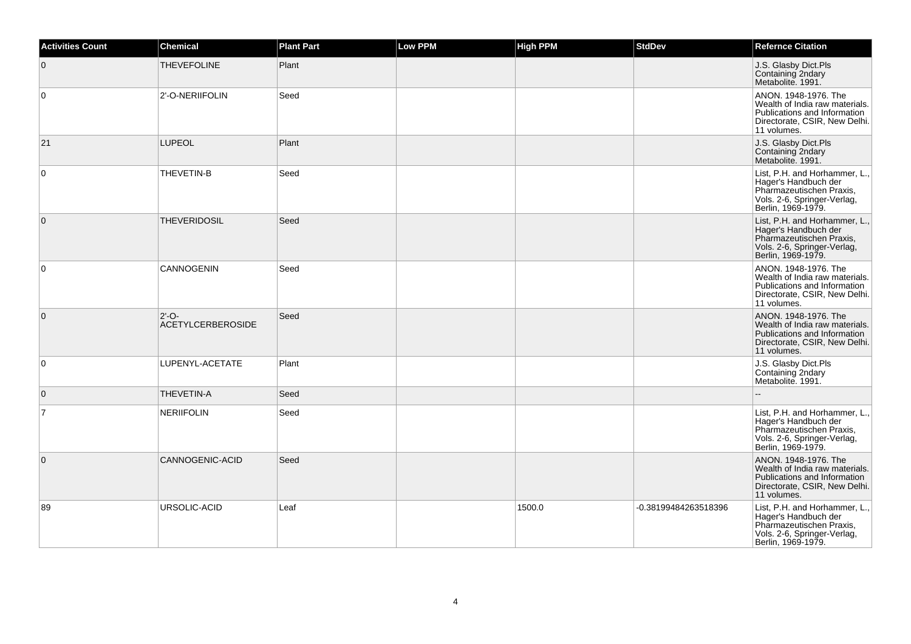| Activities Count | Chemical | Plant Part | Low PPM | High PPM | StdDev | Refernce Citation |
|---|---|---|---|---|---|---|
| 0 | THEVEFOLINE | Plant | | | | J.S. Glasby Dict.Pls Containing 2ndary Metabolite. 1991. |
| 0 | 2'-O-NERIIFOLIN | Seed | | | | ANON. 1948-1976. The Wealth of India raw materials. Publications and Information Directorate, CSIR, New Delhi. 11 volumes. |
| 21 | LUPEOL | Plant | | | | J.S. Glasby Dict.Pls Containing 2ndary Metabolite. 1991. |
| 0 | THEVETIN-B | Seed | | | | List, P.H. and Horhammer, L., Hager's Handbuch der Pharmazeutischen Praxis, Vols. 2-6, Springer-Verlag, Berlin, 1969-1979. |
| 0 | THEVERIDOSIL | Seed | | | | List, P.H. and Horhammer, L., Hager's Handbuch der Pharmazeutischen Praxis, Vols. 2-6, Springer-Verlag, Berlin, 1969-1979. |
| 0 | CANNOGENIN | Seed | | | | ANON. 1948-1976. The Wealth of India raw materials. Publications and Information Directorate, CSIR, New Delhi. 11 volumes. |
| 0 | 2'-O-ACETYLCERBEROSIDE | Seed | | | | ANON. 1948-1976. The Wealth of India raw materials. Publications and Information Directorate, CSIR, New Delhi. 11 volumes. |
| 0 | LUPENYL-ACETATE | Plant | | | | J.S. Glasby Dict.Pls Containing 2ndary Metabolite. 1991. |
| 0 | THEVETIN-A | Seed | | | | -- |
| 7 | NERIIFOLIN | Seed | | | | List, P.H. and Horhammer, L., Hager's Handbuch der Pharmazeutischen Praxis, Vols. 2-6, Springer-Verlag, Berlin, 1969-1979. |
| 0 | CANNOGENIC-ACID | Seed | | | | ANON. 1948-1976. The Wealth of India raw materials. Publications and Information Directorate, CSIR, New Delhi. 11 volumes. |
| 89 | URSOLIC-ACID | Leaf | | 1500.0 | -0.38199484263518396 | List, P.H. and Horhammer, L., Hager's Handbuch der Pharmazeutischen Praxis, Vols. 2-6, Springer-Verlag, Berlin, 1969-1979. |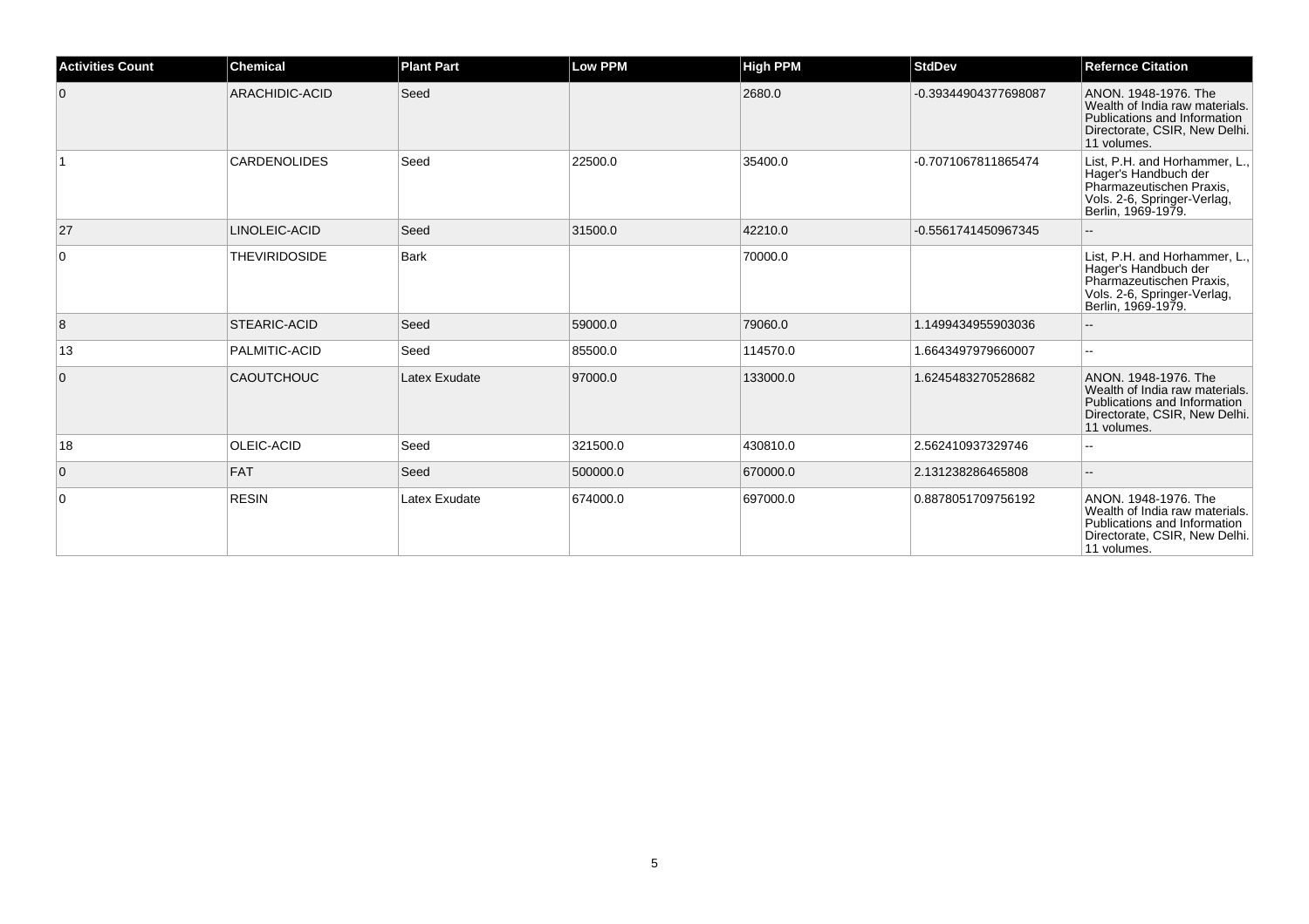| Activities Count | Chemical | Plant Part | Low PPM | High PPM | StdDev | Refernce Citation |
| --- | --- | --- | --- | --- | --- | --- |
| 0 | ARACHIDIC-ACID | Seed | | 2680.0 | -0.39344904377698087 | ANON. 1948-1976. The Wealth of India raw materials. Publications and Information Directorate, CSIR, New Delhi. 11 volumes. |
| 1 | CARDENOLIDES | Seed | 22500.0 | 35400.0 | -0.7071067811865474 | List, P.H. and Horhammer, L., Hager's Handbuch der Pharmazeutischen Praxis, Vols. 2-6, Springer-Verlag, Berlin, 1969-1979. |
| 27 | LINOLEIC-ACID | Seed | 31500.0 | 42210.0 | -0.5561741450967345 | -- |
| 0 | THEVIRIDOSIDE | Bark | | 70000.0 | | List, P.H. and Horhammer, L., Hager's Handbuch der Pharmazeutischen Praxis, Vols. 2-6, Springer-Verlag, Berlin, 1969-1979. |
| 8 | STEARIC-ACID | Seed | 59000.0 | 79060.0 | 1.1499434955903036 | -- |
| 13 | PALMITIC-ACID | Seed | 85500.0 | 114570.0 | 1.6643497979660007 | -- |
| 0 | CAOUTCHOUC | Latex Exudate | 97000.0 | 133000.0 | 1.6245483270528682 | ANON. 1948-1976. The Wealth of India raw materials. Publications and Information Directorate, CSIR, New Delhi. 11 volumes. |
| 18 | OLEIC-ACID | Seed | 321500.0 | 430810.0 | 2.562410937329746 | -- |
| 0 | FAT | Seed | 500000.0 | 670000.0 | 2.131238286465808 | -- |
| 0 | RESIN | Latex Exudate | 674000.0 | 697000.0 | 0.8878051709756192 | ANON. 1948-1976. The Wealth of India raw materials. Publications and Information Directorate, CSIR, New Delhi. 11 volumes. |